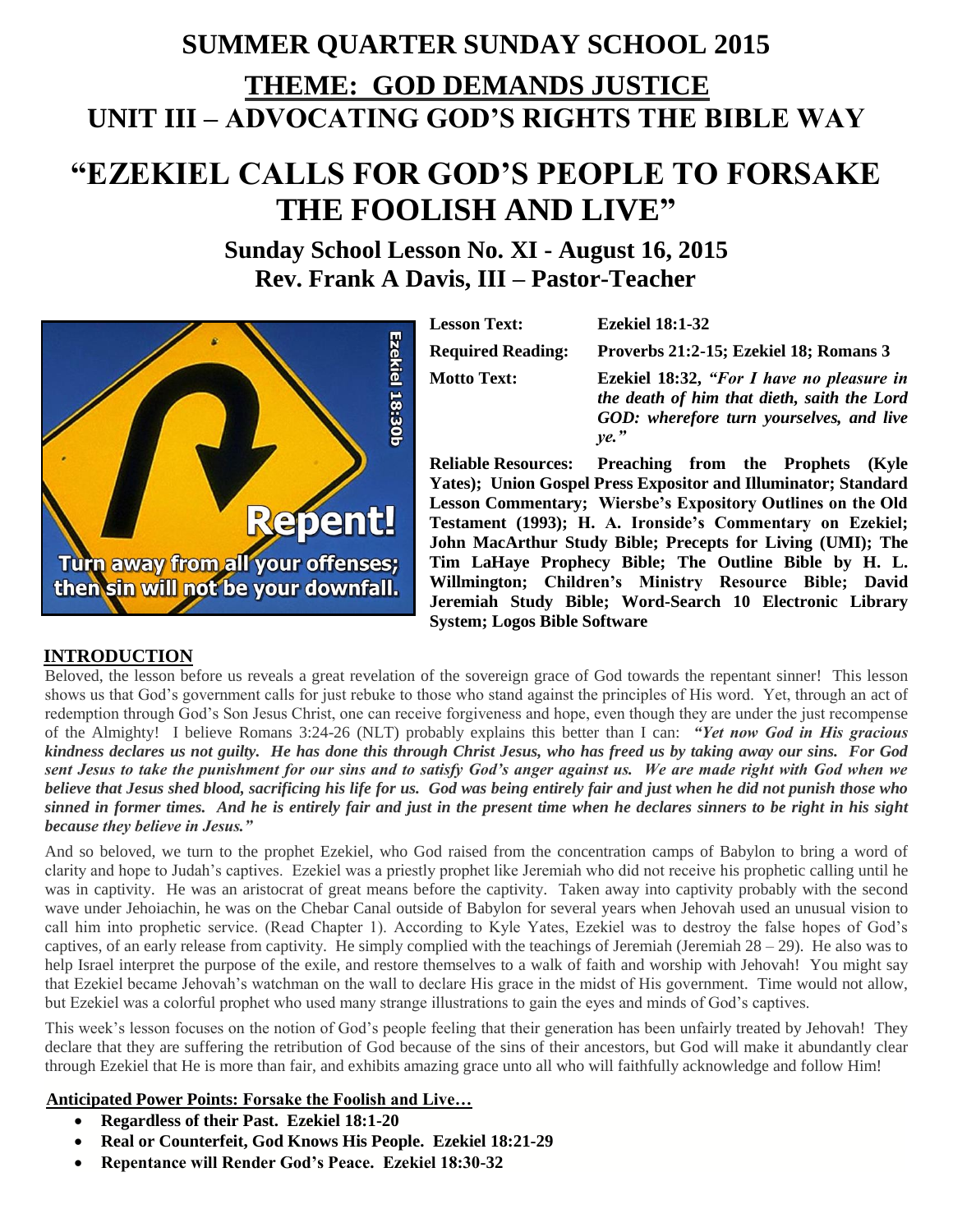# SUMMER QUARTER SUNDAY SCHOOL 2015

## THEME: GOD DEMANDS JUSTICE

## UNIT III – ADVOCATING GOD'S RIGHTS THE BIBLE WAY

# "EZEKIEL CALLS FOR GOD'S PEOPLE TO FORSAKE THE FOOLISH AND LIVE"

### Sunday School Lesson No. XI - August 16, 2015
### Rev. Frank A Davis, III – Pastor-Teacher

Ezekiel 18:30b

Repent!

Turn away from all your offenses; then sin will not be your downfall.

**Lesson Text:** **Ezekiel 18:1-32**

**Required Reading:** **Proverbs 21:2-15; Ezekiel 18; Romans 3**

**Motto Text:** **Ezekiel 18:32, *"For I have no pleasure in the death of him that dieth, saith the Lord GOD: wherefore turn yourselves, and live ye."***

**Reliable Resources: Preaching from the Prophets (Kyle Yates); Union Gospel Press Expositor and Illuminator; Standard Lesson Commentary; Wiersbe's Expository Outlines on the Old Testament (1993); H. A. Ironside's Commentary on Ezekiel; John MacArthur Study Bible; Precepts for Living (UMI); The Tim LaHaye Prophecy Bible; The Outline Bible by H. L. Willmington; Children's Ministry Resource Bible; David Jeremiah Study Bible; Word-Search 10 Electronic Library System; Logos Bible Software**

## INTRODUCTION

Beloved, the lesson before us reveals a great revelation of the sovereign grace of God towards the repentant sinner! This lesson shows us that God's government calls for just rebuke to those who stand against the principles of His word. Yet, through an act of redemption through God's Son Jesus Christ, one can receive forgiveness and hope, even though they are under the just recompense of the Almighty! I believe Romans 3:24-26 (NLT) probably explains this better than I can: ***"Yet now God in His gracious kindness declares us not guilty. He has done this through Christ Jesus, who has freed us by taking away our sins. For God sent Jesus to take the punishment for our sins and to satisfy God's anger against us. We are made right with God when we believe that Jesus shed blood, sacrificing his life for us. God was being entirely fair and just when he did not punish those who sinned in former times. And he is entirely fair and just in the present time when he declares sinners to be right in his sight because they believe in Jesus."***

And so beloved, we turn to the prophet Ezekiel, who God raised from the concentration camps of Babylon to bring a word of clarity and hope to Judah's captives. Ezekiel was a priestly prophet like Jeremiah who did not receive his prophetic calling until he was in captivity. He was an aristocrat of great means before the captivity. Taken away into captivity probably with the second wave under Jehoiachin, he was on the Chebar Canal outside of Babylon for several years when Jehovah used an unusual vision to call him into prophetic service. (Read Chapter 1). According to Kyle Yates, Ezekiel was to destroy the false hopes of God's captives, of an early release from captivity. He simply complied with the teachings of Jeremiah (Jeremiah 28 – 29). He also was to help Israel interpret the purpose of the exile, and restore themselves to a walk of faith and worship with Jehovah! You might say that Ezekiel became Jehovah's watchman on the wall to declare His grace in the midst of His government. Time would not allow, but Ezekiel was a colorful prophet who used many strange illustrations to gain the eyes and minds of God's captives.

This week's lesson focuses on the notion of God's people feeling that their generation has been unfairly treated by Jehovah! They declare that they are suffering the retribution of God because of the sins of their ancestors, but God will make it abundantly clear through Ezekiel that He is more than fair, and exhibits amazing grace unto all who will faithfully acknowledge and follow Him!

**Anticipated Power Points: Forsake the Foolish and Live…**

- **Regardless of their Past. Ezekiel 18:1-20**
- **Real or Counterfeit, God Knows His People. Ezekiel 18:21-29**
- **Repentance will Render God's Peace. Ezekiel 18:30-32**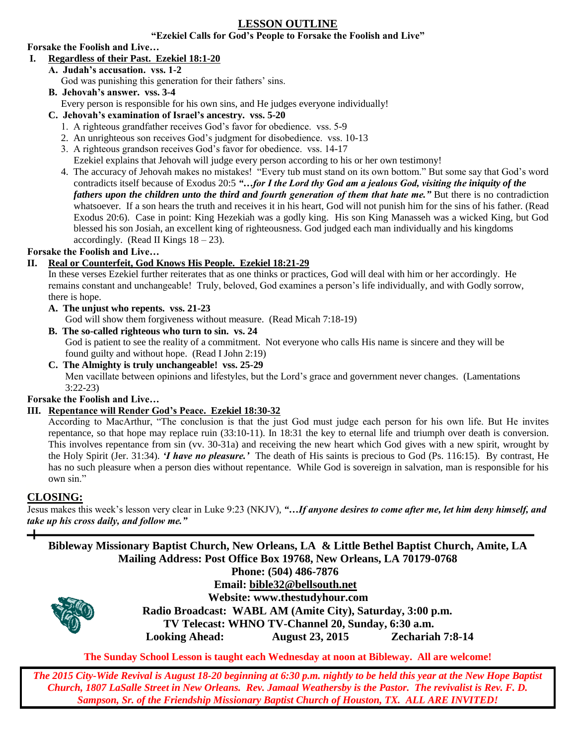# LESSON OUTLINE

**"Ezekiel Calls for God's People to Forsake the Foolish and Live"**

**Forsake the Foolish and Live…**

**I. Regardless of their Past. Ezekiel 18:1-20**

**A. Judah's accusation. vss. 1-2**

God was punishing this generation for their fathers' sins.

**B. Jehovah's answer. vss. 3-4**

Every person is responsible for his own sins, and He judges everyone individually!

**C. Jehovah's examination of Israel's ancestry. vss. 5-20**

1. A righteous grandfather receives God's favor for obedience. vss. 5-9
2. An unrighteous son receives God's judgment for disobedience. vss. 10-13
3. A righteous grandson receives God's favor for obedience. vss. 14-17
   Ezekiel explains that Jehovah will judge every person according to his or her own testimony!
4. The accuracy of Jehovah makes no mistakes! "Every tub must stand on its own bottom." But some say that God's word contradicts itself because of Exodus 20:5 ***"…for I the Lord thy God am a jealous God, visiting the iniquity of the fathers upon the children unto the third and fourth generation of them that hate me."*** But there is no contradiction whatsoever. If a son hears the truth and receives it in his heart, God will not punish him for the sins of his father. (Read Exodus 20:6). Case in point: King Hezekiah was a godly king. His son King Manasseh was a wicked King, but God blessed his son Josiah, an excellent king of righteousness. God judged each man individually and his kingdoms accordingly. (Read II Kings 18 – 23).

**Forsake the Foolish and Live…**

**II. Real or Counterfeit, God Knows His People. Ezekiel 18:21-29**

In these verses Ezekiel further reiterates that as one thinks or practices, God will deal with him or her accordingly. He remains constant and unchangeable! Truly, beloved, God examines a person's life individually, and with Godly sorrow, there is hope.

**A. The unjust who repents. vss. 21-23**

God will show them forgiveness without measure. (Read Micah 7:18-19)

**B. The so-called righteous who turn to sin. vs. 24**

God is patient to see the reality of a commitment. Not everyone who calls His name is sincere and they will be found guilty and without hope. (Read I John 2:19)

**C. The Almighty is truly unchangeable! vss. 25-29**

Men vacillate between opinions and lifestyles, but the Lord's grace and government never changes. (Lamentations 3:22-23)

**Forsake the Foolish and Live…**

**III. Repentance will Render God's Peace. Ezekiel 18:30-32**

According to MacArthur, "The conclusion is that the just God must judge each person for his own life. But He invites repentance, so that hope may replace ruin (33:10-11). In 18:31 the key to eternal life and triumph over death is conversion. This involves repentance from sin (vv. 30-31a) and receiving the new heart which God gives with a new spirit, wrought by the Holy Spirit (Jer. 31:34). ***'I have no pleasure.'*** The death of His saints is precious to God (Ps. 116:15). By contrast, He has no such pleasure when a person dies without repentance. While God is sovereign in salvation, man is responsible for his own sin."

## CLOSING:

Jesus makes this week's lesson very clear in Luke 9:23 (NKJV), ***"…If anyone desires to come after me, let him deny himself, and take up his cross daily, and follow me."***

---

**Bibleway Missionary Baptist Church, New Orleans, LA & Little Bethel Baptist Church, Amite, LA**
**Mailing Address: Post Office Box 19768, New Orleans, LA 70179-0768**
**Phone: (504) 486-7876**
**Email: bible32@bellsouth.net**
**Website: www.thestudyhour.com**
**Radio Broadcast: WABL AM (Amite City), Saturday, 3:00 p.m.**
**TV Telecast: WHNO TV-Channel 20, Sunday, 6:30 a.m.**
**Looking Ahead: August 23, 2015 Zechariah 7:8-14**

**The Sunday School Lesson is taught each Wednesday at noon at Bibleway. All are welcome!**

***The 2015 City-Wide Revival is August 18-20 beginning at 6:30 p.m. nightly to be held this year at the New Hope Baptist Church, 1807 LaSalle Street in New Orleans. Rev. Jamaal Weathersby is the Pastor. The revivalist is Rev. F. D. Sampson, Sr. of the Friendship Missionary Baptist Church of Houston, TX. ALL ARE INVITED!***